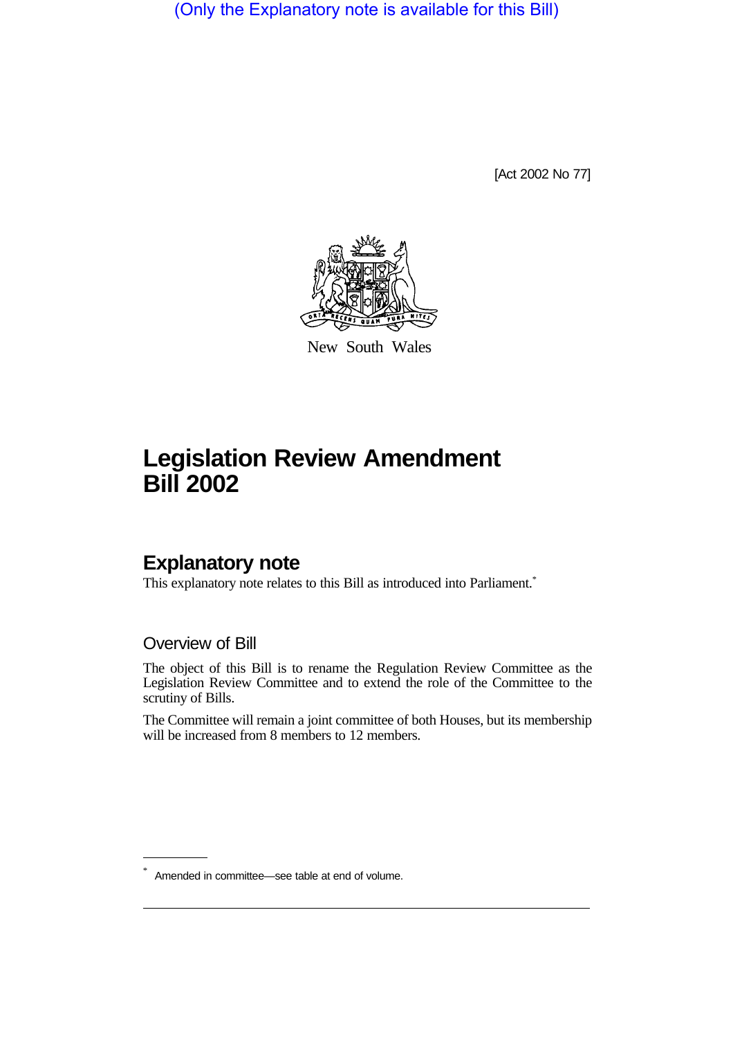(Only the Explanatory note is available for this Bill)

[Act 2002 No 77]

New South Wales

# Legislation Review Amendment Bill 2002

## Explanatory note

This explanatory note relates to this Bill as introduced into Parliament.*

### Overview of Bill

The object of this Bill is to rename the Regulation Review Committee as the Legislation Review Committee and to extend the role of the Committee to the scrutiny of Bills.

The Committee will remain a joint committee of both Houses, but its membership will be increased from 8 members to 12 members.

* Amended in committee—see table at end of volume.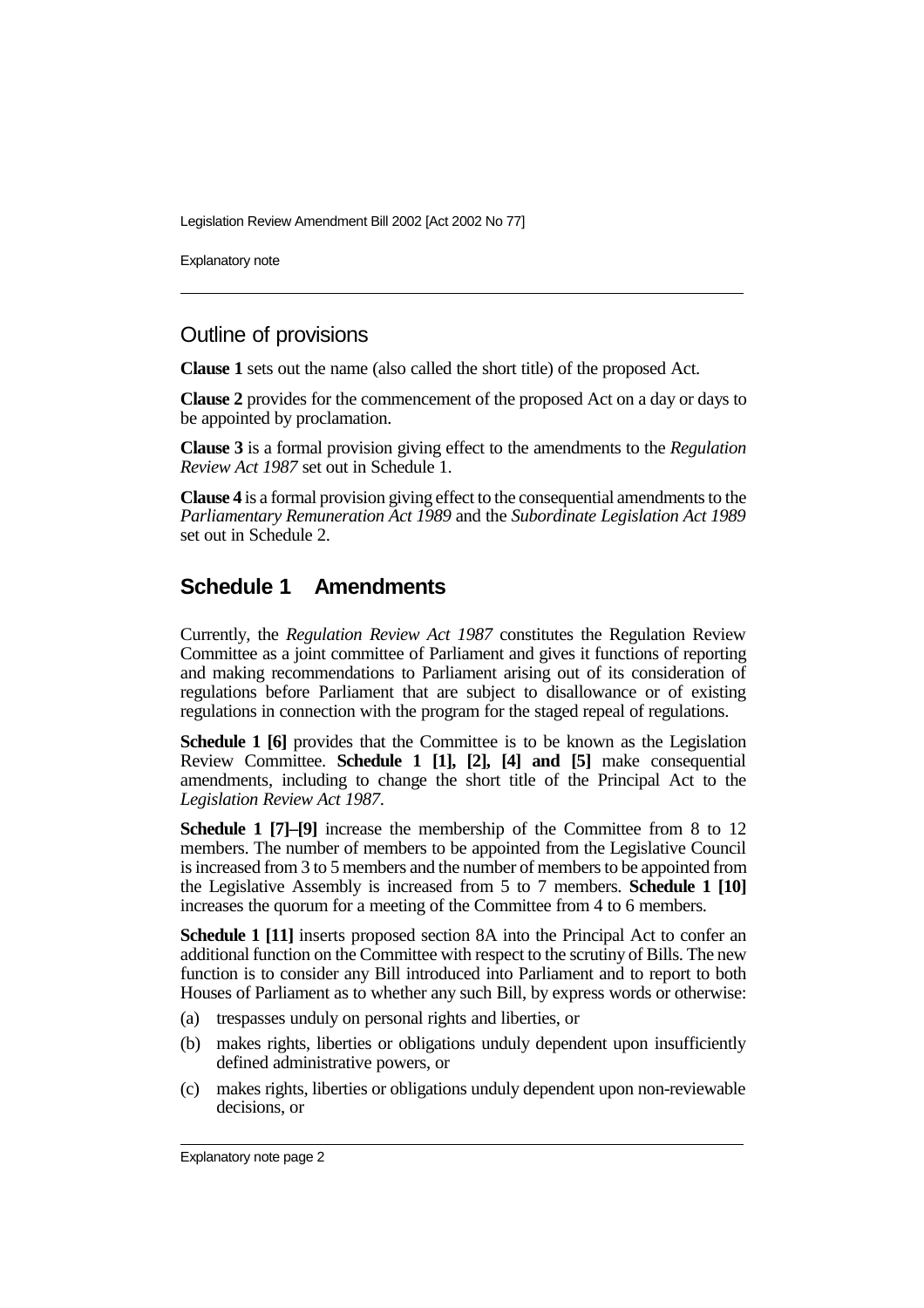## Outline of provisions

**Clause 1** sets out the name (also called the short title) of the proposed Act.

**Clause 2** provides for the commencement of the proposed Act on a day or days to be appointed by proclamation.

**Clause 3** is a formal provision giving effect to the amendments to the *Regulation Review Act 1987* set out in Schedule 1.

**Clause 4** is a formal provision giving effect to the consequential amendments to the *Parliamentary Remuneration Act 1989* and the *Subordinate Legislation Act 1989* set out in Schedule 2.

## Schedule 1 Amendments

Currently, the *Regulation Review Act 1987* constitutes the Regulation Review Committee as a joint committee of Parliament and gives it functions of reporting and making recommendations to Parliament arising out of its consideration of regulations before Parliament that are subject to disallowance or of existing regulations in connection with the program for the staged repeal of regulations.

**Schedule 1 [6]** provides that the Committee is to be known as the Legislation Review Committee. **Schedule 1 [1], [2], [4] and [5]** make consequential amendments, including to change the short title of the Principal Act to the *Legislation Review Act 1987*.

**Schedule 1 [7]–[9]** increase the membership of the Committee from 8 to 12 members. The number of members to be appointed from the Legislative Council is increased from 3 to 5 members and the number of members to be appointed from the Legislative Assembly is increased from 5 to 7 members. **Schedule 1 [10]** increases the quorum for a meeting of the Committee from 4 to 6 members.

**Schedule 1 [11]** inserts proposed section 8A into the Principal Act to confer an additional function on the Committee with respect to the scrutiny of Bills. The new function is to consider any Bill introduced into Parliament and to report to both Houses of Parliament as to whether any such Bill, by express words or otherwise:

(a) trespasses unduly on personal rights and liberties, or

(b) makes rights, liberties or obligations unduly dependent upon insufficiently defined administrative powers, or

(c) makes rights, liberties or obligations unduly dependent upon non-reviewable decisions, or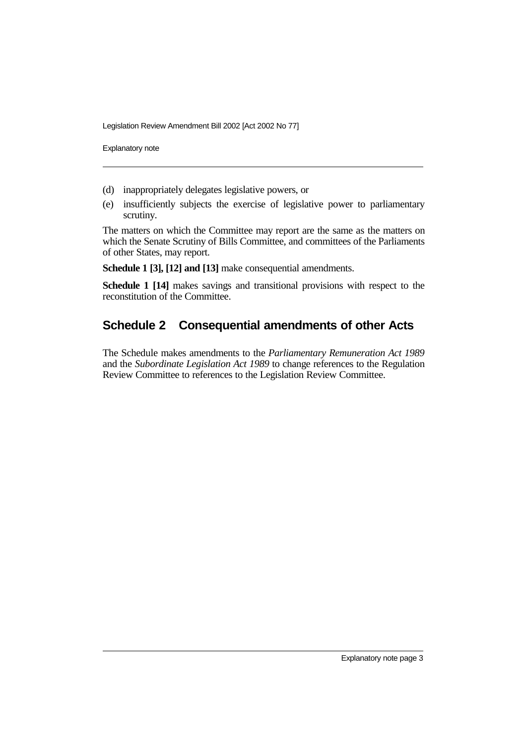(d) inappropriately delegates legislative powers, or

(e) insufficiently subjects the exercise of legislative power to parliamentary scrutiny.

The matters on which the Committee may report are the same as the matters on which the Senate Scrutiny of Bills Committee, and committees of the Parliaments of other States, may report.

**Schedule 1 [3], [12] and [13]** make consequential amendments.

**Schedule 1 [14]** makes savings and transitional provisions with respect to the reconstitution of the Committee.

## Schedule 2 Consequential amendments of other Acts

The Schedule makes amendments to the *Parliamentary Remuneration Act 1989* and the *Subordinate Legislation Act 1989* to change references to the Regulation Review Committee to references to the Legislation Review Committee.